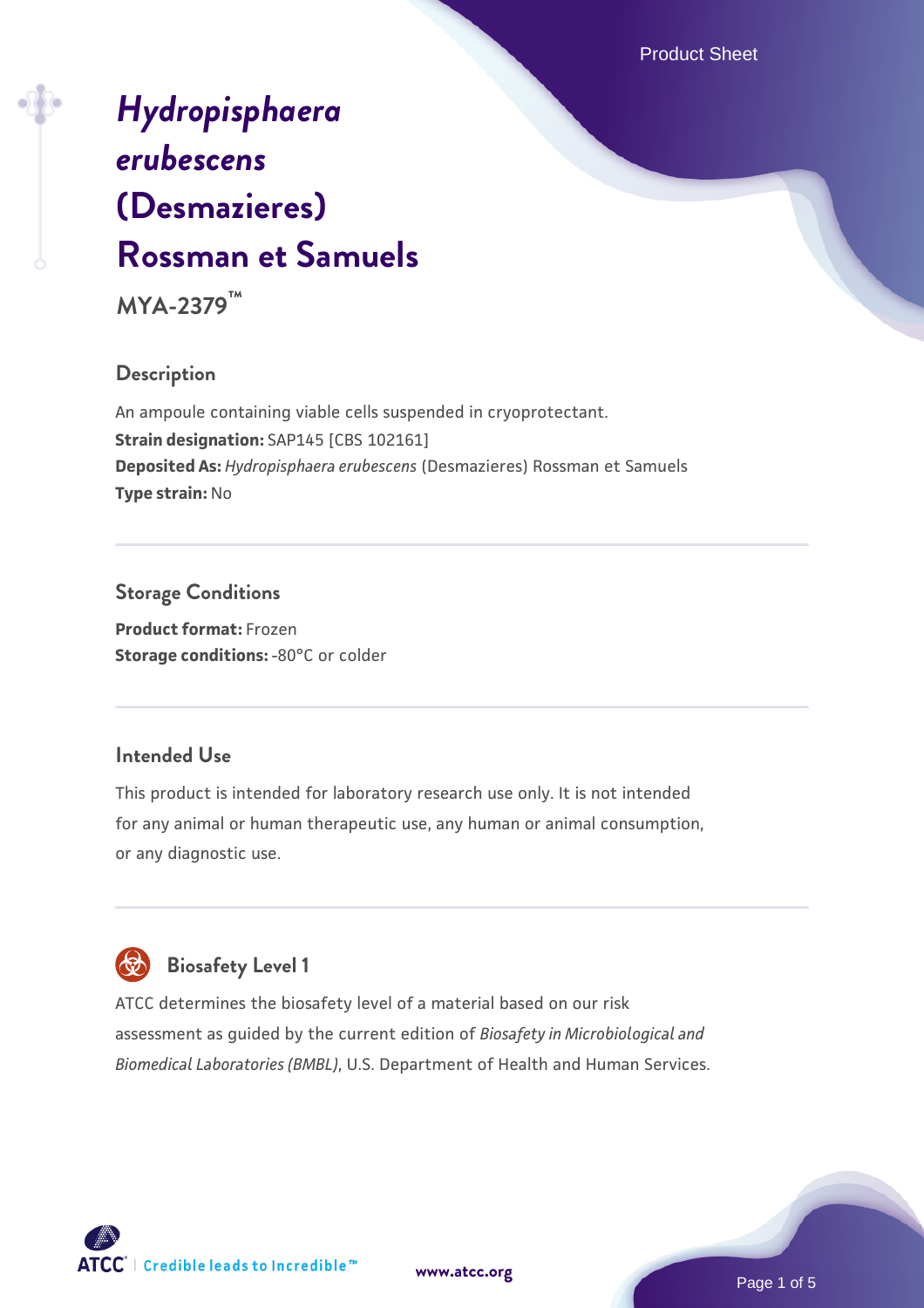# *Hydropisphaera erubescens* (Desmazieres) Rossman et Samuels

**MYA-2379™**

## Description

An ampoule containing viable cells suspended in cryoprotectant.

**Strain designation:** SAP145 [CBS 102161]

**Deposited As:** *Hydropisphaera erubescens* (Desmazieres) Rossman et Samuels

**Type strain:** No

## Storage Conditions

**Product format:** Frozen

**Storage conditions:** -80°C or colder

## Intended Use

This product is intended for laboratory research use only. It is not intended for any animal or human therapeutic use, any human or animal consumption, or any diagnostic use.

## Biosafety Level 1

ATCC determines the biosafety level of a material based on our risk assessment as guided by the current edition of *Biosafety in Microbiological and Biomedical Laboratories (BMBL)*, U.S. Department of Health and Human Services.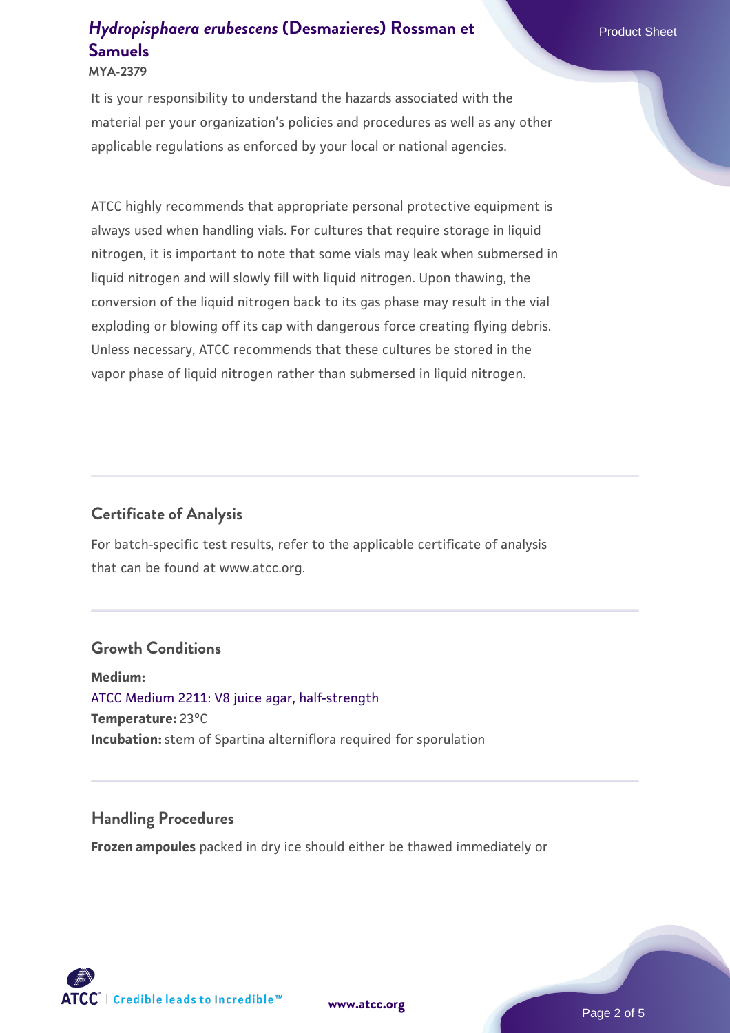It is your responsibility to understand the hazards associated with the material per your organization's policies and procedures as well as any other applicable regulations as enforced by your local or national agencies.

ATCC highly recommends that appropriate personal protective equipment is always used when handling vials. For cultures that require storage in liquid nitrogen, it is important to note that some vials may leak when submersed in liquid nitrogen and will slowly fill with liquid nitrogen. Upon thawing, the conversion of the liquid nitrogen back to its gas phase may result in the vial exploding or blowing off its cap with dangerous force creating flying debris. Unless necessary, ATCC recommends that these cultures be stored in the vapor phase of liquid nitrogen rather than submersed in liquid nitrogen.

## Certificate of Analysis

For batch-specific test results, refer to the applicable certificate of analysis that can be found at www.atcc.org.

## Growth Conditions

**Medium:**
ATCC Medium 2211: V8 juice agar, half-strength
**Temperature:** 23°C
**Incubation:** stem of Spartina alterniflora required for sporulation

## Handling Procedures

**Frozen ampoules** packed in dry ice should either be thawed immediately or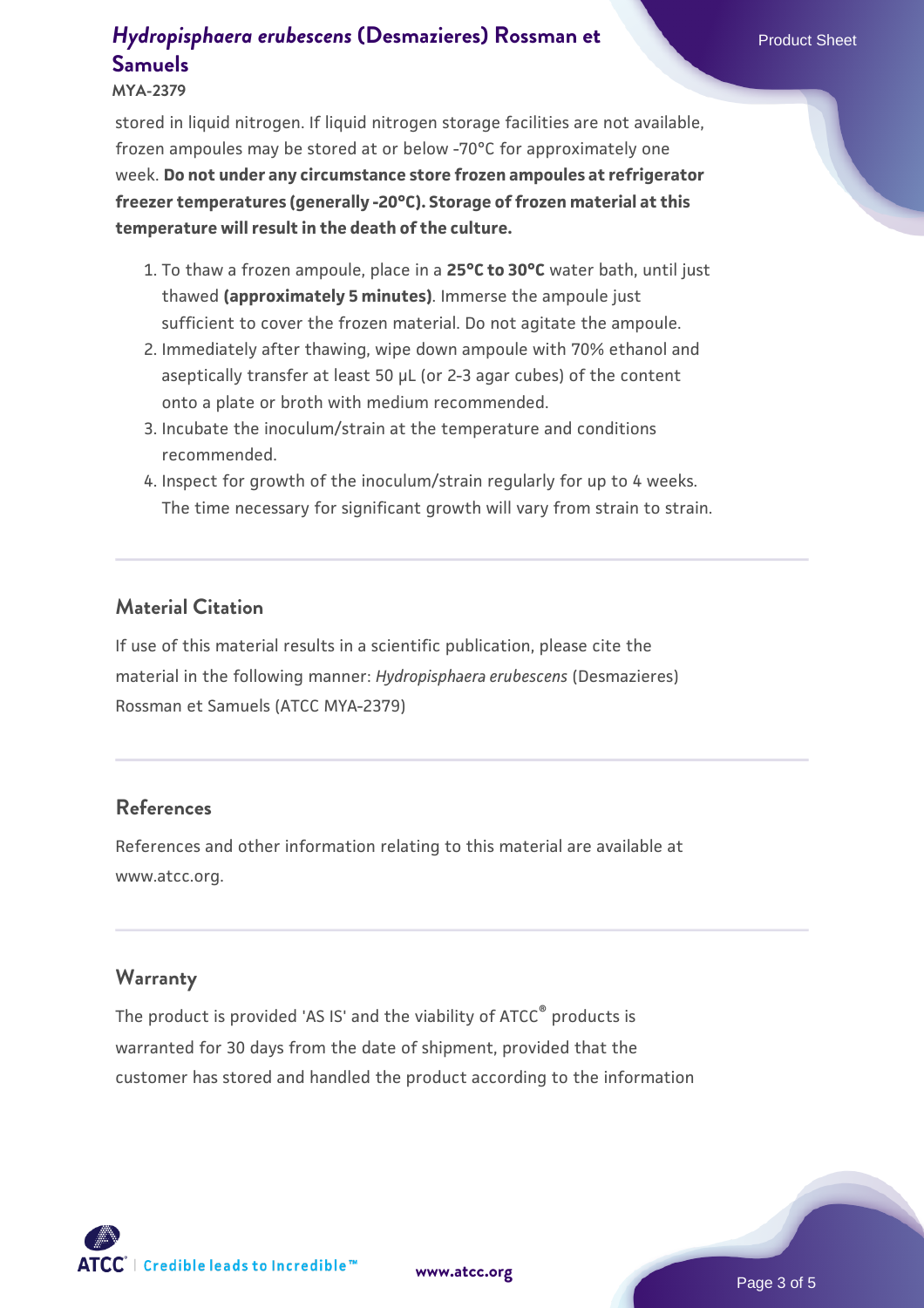stored in liquid nitrogen. If liquid nitrogen storage facilities are not available, frozen ampoules may be stored at or below -70°C for approximately one week. **Do not under any circumstance store frozen ampoules at refrigerator freezer temperatures (generally -20°C). Storage of frozen material at this temperature will result in the death of the culture.**

1. To thaw a frozen ampoule, place in a **25°C to 30°C** water bath, until just thawed **(approximately 5 minutes)**. Immerse the ampoule just sufficient to cover the frozen material. Do not agitate the ampoule.
2. Immediately after thawing, wipe down ampoule with 70% ethanol and aseptically transfer at least 50 µL (or 2-3 agar cubes) of the content onto a plate or broth with medium recommended.
3. Incubate the inoculum/strain at the temperature and conditions recommended.
4. Inspect for growth of the inoculum/strain regularly for up to 4 weeks. The time necessary for significant growth will vary from strain to strain.

## Material Citation

If use of this material results in a scientific publication, please cite the material in the following manner: *Hydropisphaera erubescens* (Desmazieres) Rossman et Samuels (ATCC MYA-2379)

## References

References and other information relating to this material are available at www.atcc.org.

## Warranty

The product is provided 'AS IS' and the viability of ATCC® products is warranted for 30 days from the date of shipment, provided that the customer has stored and handled the product according to the information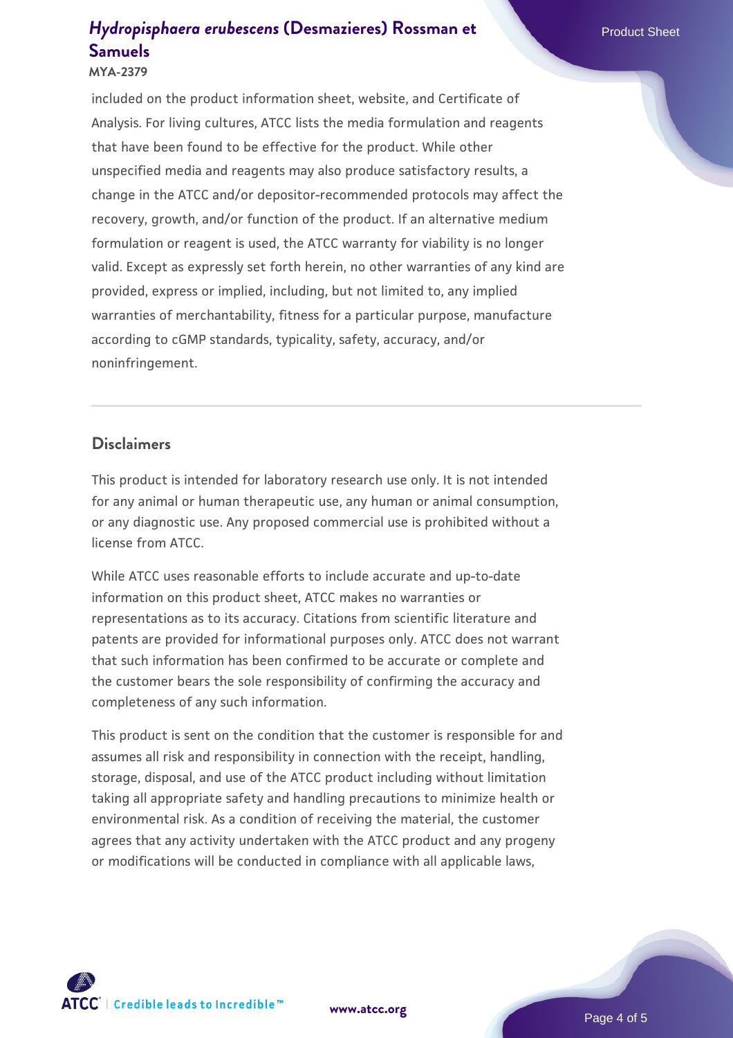included on the product information sheet, website, and Certificate of Analysis. For living cultures, ATCC lists the media formulation and reagents that have been found to be effective for the product. While other unspecified media and reagents may also produce satisfactory results, a change in the ATCC and/or depositor-recommended protocols may affect the recovery, growth, and/or function of the product. If an alternative medium formulation or reagent is used, the ATCC warranty for viability is no longer valid. Except as expressly set forth herein, no other warranties of any kind are provided, express or implied, including, but not limited to, any implied warranties of merchantability, fitness for a particular purpose, manufacture according to cGMP standards, typicality, safety, accuracy, and/or noninfringement.

## Disclaimers

This product is intended for laboratory research use only. It is not intended for any animal or human therapeutic use, any human or animal consumption, or any diagnostic use. Any proposed commercial use is prohibited without a license from ATCC.

While ATCC uses reasonable efforts to include accurate and up-to-date information on this product sheet, ATCC makes no warranties or representations as to its accuracy. Citations from scientific literature and patents are provided for informational purposes only. ATCC does not warrant that such information has been confirmed to be accurate or complete and the customer bears the sole responsibility of confirming the accuracy and completeness of any such information.

This product is sent on the condition that the customer is responsible for and assumes all risk and responsibility in connection with the receipt, handling, storage, disposal, and use of the ATCC product including without limitation taking all appropriate safety and handling precautions to minimize health or environmental risk. As a condition of receiving the material, the customer agrees that any activity undertaken with the ATCC product and any progeny or modifications will be conducted in compliance with all applicable laws,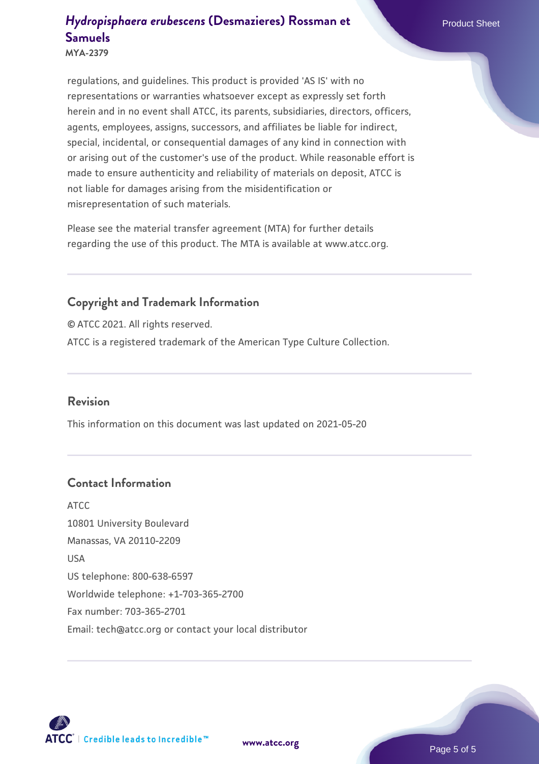regulations, and guidelines. This product is provided 'AS IS' with no representations or warranties whatsoever except as expressly set forth herein and in no event shall ATCC, its parents, subsidiaries, directors, officers, agents, employees, assigns, successors, and affiliates be liable for indirect, special, incidental, or consequential damages of any kind in connection with or arising out of the customer's use of the product. While reasonable effort is made to ensure authenticity and reliability of materials on deposit, ATCC is not liable for damages arising from the misidentification or misrepresentation of such materials.

Please see the material transfer agreement (MTA) for further details regarding the use of this product. The MTA is available at www.atcc.org.

## Copyright and Trademark Information

© ATCC 2021. All rights reserved.

ATCC is a registered trademark of the American Type Culture Collection.

## Revision

This information on this document was last updated on 2021-05-20

## Contact Information

ATCC
10801 University Boulevard
Manassas, VA 20110-2209
USA
US telephone: 800-638-6597
Worldwide telephone: +1-703-365-2700
Fax number: 703-365-2701
Email: tech@atcc.org or contact your local distributor